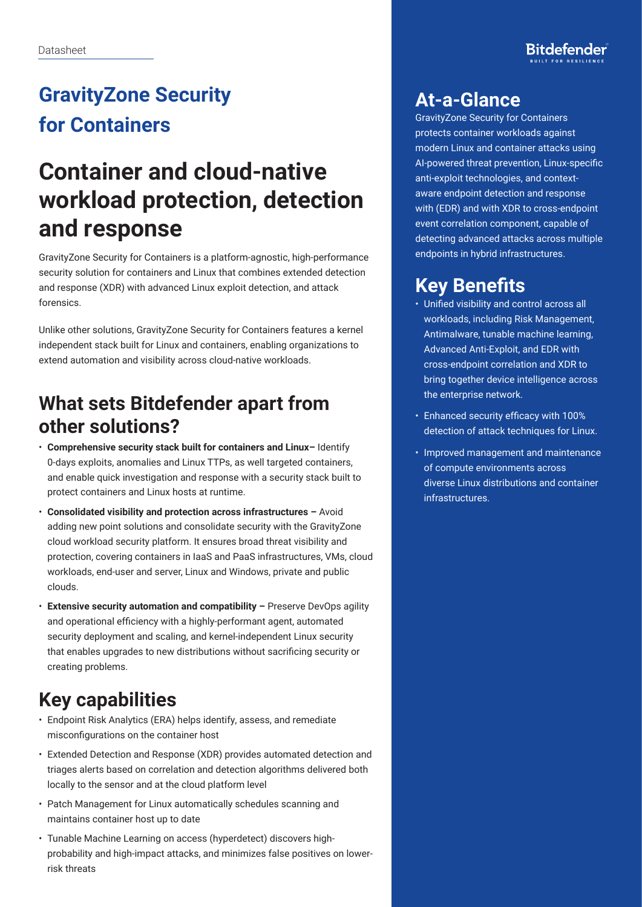Datasheet

# GravityZone Security for Containers

# Container and cloud-native workload protection, detection and response

GravityZone Security for Containers is a platform-agnostic, high-performance security solution for containers and Linux that combines extended detection and response (XDR) with advanced Linux exploit detection, and attack forensics.

Unlike other solutions, GravityZone Security for Containers features a kernel independent stack built for Linux and containers, enabling organizations to extend automation and visibility across cloud-native workloads.

## What sets Bitdefender apart from other solutions?

- **Comprehensive security stack built for containers and Linux–** Identify 0-days exploits, anomalies and Linux TTPs, as well targeted containers, and enable quick investigation and response with a security stack built to protect containers and Linux hosts at runtime.
- **Consolidated visibility and protection across infrastructures –** Avoid adding new point solutions and consolidate security with the GravityZone cloud workload security platform. It ensures broad threat visibility and protection, covering containers in IaaS and PaaS infrastructures, VMs, cloud workloads, end-user and server, Linux and Windows, private and public clouds.
- **Extensive security automation and compatibility –** Preserve DevOps agility and operational efficiency with a highly-performant agent, automated security deployment and scaling, and kernel-independent Linux security that enables upgrades to new distributions without sacrificing security or creating problems.

## Key capabilities

- Endpoint Risk Analytics (ERA) helps identify, assess, and remediate misconfigurations on the container host
- Extended Detection and Response (XDR) provides automated detection and triages alerts based on correlation and detection algorithms delivered both locally to the sensor and at the cloud platform level
- Patch Management for Linux automatically schedules scanning and maintains container host up to date
- Tunable Machine Learning on access (hyperdetect) discovers high-probability and high-impact attacks, and minimizes false positives on lower-risk threats

## At-a-Glance

GravityZone Security for Containers protects container workloads against modern Linux and container attacks using AI-powered threat prevention, Linux-specific anti-exploit technologies, and context-aware endpoint detection and response with (EDR) and with XDR to cross-endpoint event correlation component, capable of detecting advanced attacks across multiple endpoints in hybrid infrastructures.

## Key Benefits

- Unified visibility and control across all workloads, including Risk Management, Antimalware, tunable machine learning, Advanced Anti-Exploit, and EDR with cross-endpoint correlation and XDR to bring together device intelligence across the enterprise network.
- Enhanced security efficacy with 100% detection of attack techniques for Linux.
- Improved management and maintenance of compute environments across diverse Linux distributions and container infrastructures.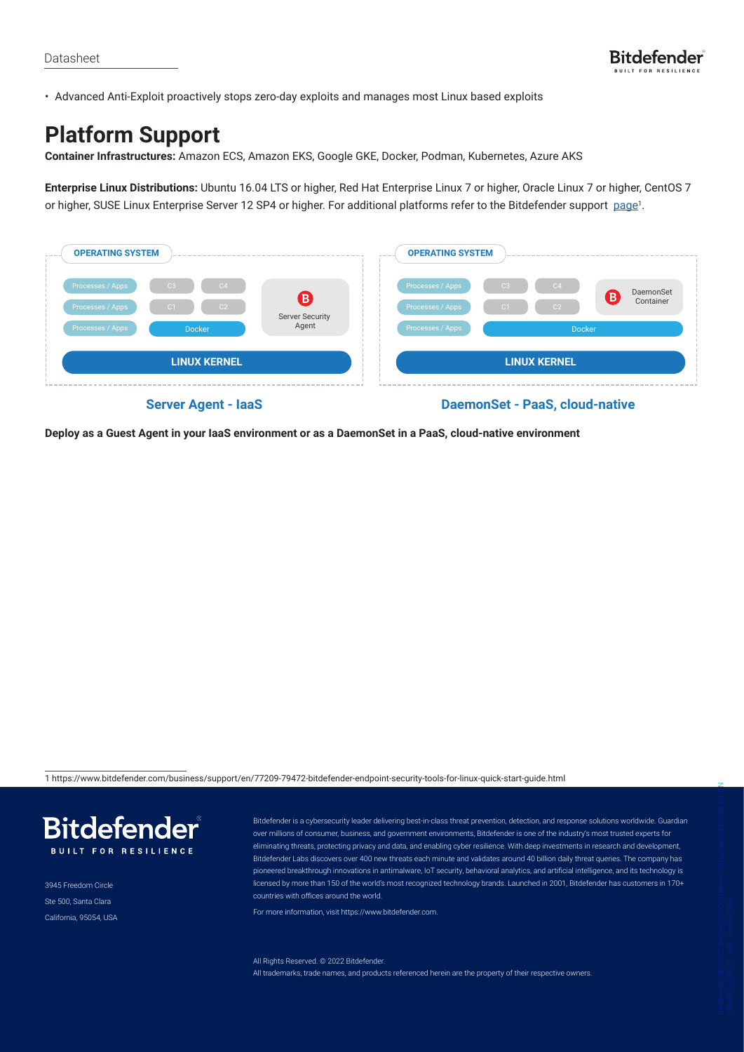- Advanced Anti-Exploit proactively stops zero-day exploits and manages most Linux based exploits

# Platform Support

**Container Infrastructures:** Amazon ECS, Amazon EKS, Google GKE, Docker, Podman, Kubernetes, Azure AKS

**Enterprise Linux Distributions:** Ubuntu 16.04 LTS or higher, Red Hat Enterprise Linux 7 or higher, Oracle Linux 7 or higher, CentOS 7 or higher, SUSE Linux Enterprise Server 12 SP4 or higher. For additional platforms refer to the Bitdefender support page[1].

OPERATING SYSTEM

Processes / Apps
C3
C4
Processes / Apps
C1
C2
Processes / Apps
Docker
Server Security Agent
LINUX KERNEL

**Server Agent - IaaS**

OPERATING SYSTEM

Processes / Apps
C3
C4
DaemonSet Container
Processes / Apps
C1
C2
Processes / Apps
Docker
LINUX KERNEL

**DaemonSet - PaaS, cloud-native**

**Deploy as a Guest Agent in your IaaS environment or as a DaemonSet in a PaaS, cloud-native environment**

1 https://www.bitdefender.com/business/support/en/77209-79472-bitdefender-endpoint-security-tools-for-linux-quick-start-guide.html

Bitdefender
BUILT FOR RESILIENCE

3945 Freedom Circle
Ste 500, Santa Clara
California, 95054, USA

Bitdefender is a cybersecurity leader delivering best-in-class threat prevention, detection, and response solutions worldwide. Guardian over millions of consumer, business, and government environments, Bitdefender is one of the industry's most trusted experts for eliminating threats, protecting privacy and data, and enabling cyber resilience. With deep investments in research and development, Bitdefender Labs discovers over 400 new threats each minute and validates around 40 billion daily threat queries. The company has pioneered breakthrough innovations in antimalware, IoT security, behavioral analytics, and artificial intelligence, and its technology is licensed by more than 150 of the world's most recognized technology brands. Launched in 2001, Bitdefender has customers in 170+ countries with offices around the world.

For more information, visit https://www.bitdefender.com.

All Rights Reserved. © 2022 Bitdefender.
All trademarks, trade names, and products referenced herein are the property of their respective owners.